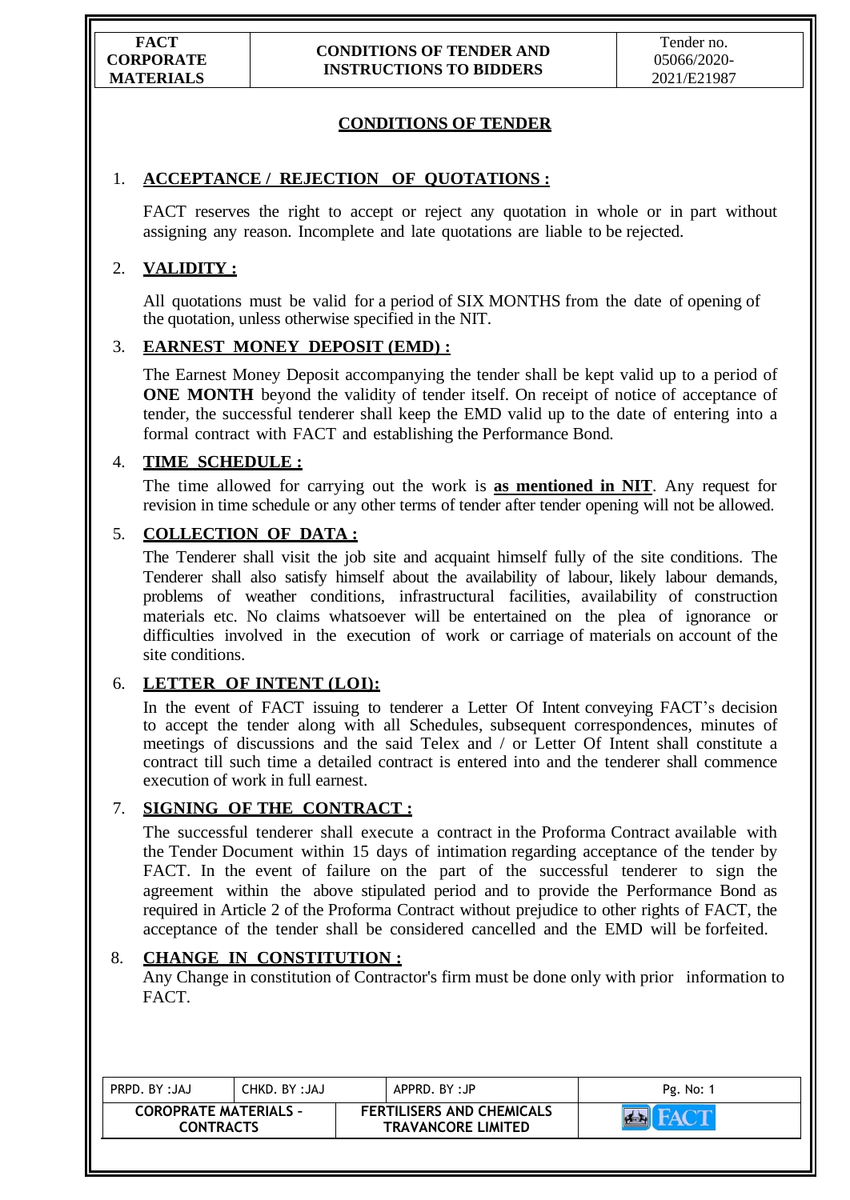## CONDITIONS OF TENDER

1. **ACCEPTANCE / REJECTION OF QUOTATIONS :**

   FACT reserves the right to accept or reject any quotation in whole or in part without assigning any reason. Incomplete and late quotations are liable to be rejected.

2. **VALIDITY :**

   All quotations must be valid for a period of SIX MONTHS from the date of opening of the quotation, unless otherwise specified in the NIT.

3. **EARNEST MONEY DEPOSIT (EMD) :**

   The Earnest Money Deposit accompanying the tender shall be kept valid up to a period of **ONE MONTH** beyond the validity of tender itself. On receipt of notice of acceptance of tender, the successful tenderer shall keep the EMD valid up to the date of entering into a formal contract with FACT and establishing the Performance Bond.

4. **TIME SCHEDULE :**

   The time allowed for carrying out the work is **as mentioned in NIT**. Any request for revision in time schedule or any other terms of tender after tender opening will not be allowed.

5. **COLLECTION OF DATA :**

   The Tenderer shall visit the job site and acquaint himself fully of the site conditions. The Tenderer shall also satisfy himself about the availability of labour, likely labour demands, problems of weather conditions, infrastructural facilities, availability of construction materials etc. No claims whatsoever will be entertained on the plea of ignorance or difficulties involved in the execution of work or carriage of materials on account of the site conditions.

6. **LETTER OF INTENT (LOI):**

   In the event of FACT issuing to tenderer a Letter Of Intent conveying FACT's decision to accept the tender along with all Schedules, subsequent correspondences, minutes of meetings of discussions and the said Telex and / or Letter Of Intent shall constitute a contract till such time a detailed contract is entered into and the tenderer shall commence execution of work in full earnest.

7. **SIGNING OF THE CONTRACT :**

   The successful tenderer shall execute a contract in the Proforma Contract available with the Tender Document within 15 days of intimation regarding acceptance of the tender by FACT. In the event of failure on the part of the successful tenderer to sign the agreement within the above stipulated period and to provide the Performance Bond as required in Article 2 of the Proforma Contract without prejudice to other rights of FACT, the acceptance of the tender shall be considered cancelled and the EMD will be forfeited.

8. **CHANGE IN CONSTITUTION :**

   Any Change in constitution of Contractor's firm must be done only with prior information to FACT.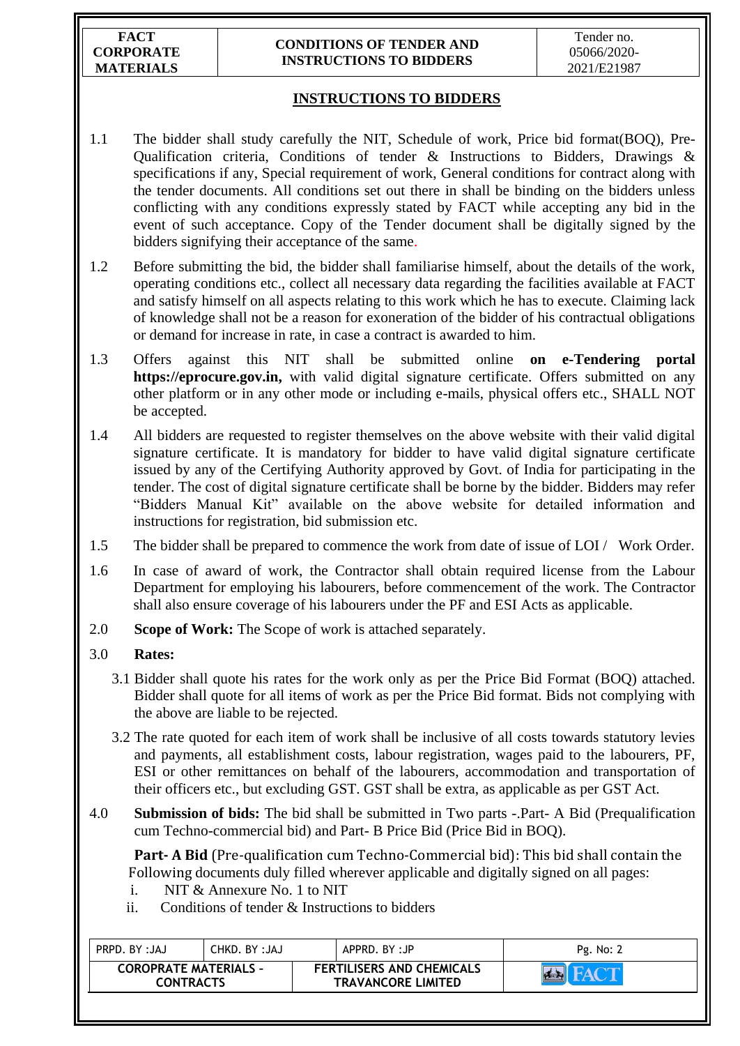## INSTRUCTIONS TO BIDDERS

1.1 The bidder shall study carefully the NIT, Schedule of work, Price bid format(BOQ), Pre-Qualification criteria, Conditions of tender & Instructions to Bidders, Drawings & specifications if any, Special requirement of work, General conditions for contract along with the tender documents. All conditions set out there in shall be binding on the bidders unless conflicting with any conditions expressly stated by FACT while accepting any bid in the event of such acceptance. Copy of the Tender document shall be digitally signed by the bidders signifying their acceptance of the same.

1.2 Before submitting the bid, the bidder shall familiarise himself, about the details of the work, operating conditions etc., collect all necessary data regarding the facilities available at FACT and satisfy himself on all aspects relating to this work which he has to execute. Claiming lack of knowledge shall not be a reason for exoneration of the bidder of his contractual obligations or demand for increase in rate, in case a contract is awarded to him.

1.3 Offers against this NIT shall be submitted online **on e-Tendering portal https://eprocure.gov.in,** with valid digital signature certificate. Offers submitted on any other platform or in any other mode or including e-mails, physical offers etc., SHALL NOT be accepted.

1.4 All bidders are requested to register themselves on the above website with their valid digital signature certificate. It is mandatory for bidder to have valid digital signature certificate issued by any of the Certifying Authority approved by Govt. of India for participating in the tender. The cost of digital signature certificate shall be borne by the bidder. Bidders may refer "Bidders Manual Kit" available on the above website for detailed information and instructions for registration, bid submission etc.

1.5 The bidder shall be prepared to commence the work from date of issue of LOI / Work Order.

1.6 In case of award of work, the Contractor shall obtain required license from the Labour Department for employing his labourers, before commencement of the work. The Contractor shall also ensure coverage of his labourers under the PF and ESI Acts as applicable.

2.0 **Scope of Work:** The Scope of work is attached separately.

3.0 **Rates:**

3.1 Bidder shall quote his rates for the work only as per the Price Bid Format (BOQ) attached. Bidder shall quote for all items of work as per the Price Bid format. Bids not complying with the above are liable to be rejected.

3.2 The rate quoted for each item of work shall be inclusive of all costs towards statutory levies and payments, all establishment costs, labour registration, wages paid to the labourers, PF, ESI or other remittances on behalf of the labourers, accommodation and transportation of their officers etc., but excluding GST. GST shall be extra, as applicable as per GST Act.

4.0 **Submission of bids:** The bid shall be submitted in Two parts -.Part- A Bid (Prequalification cum Techno-commercial bid) and Part- B Price Bid (Price Bid in BOQ).

**Part- A Bid** (Pre-qualification cum Techno-Commercial bid): This bid shall contain the Following documents duly filled wherever applicable and digitally signed on all pages:

i. NIT & Annexure No. 1 to NIT
ii. Conditions of tender & Instructions to bidders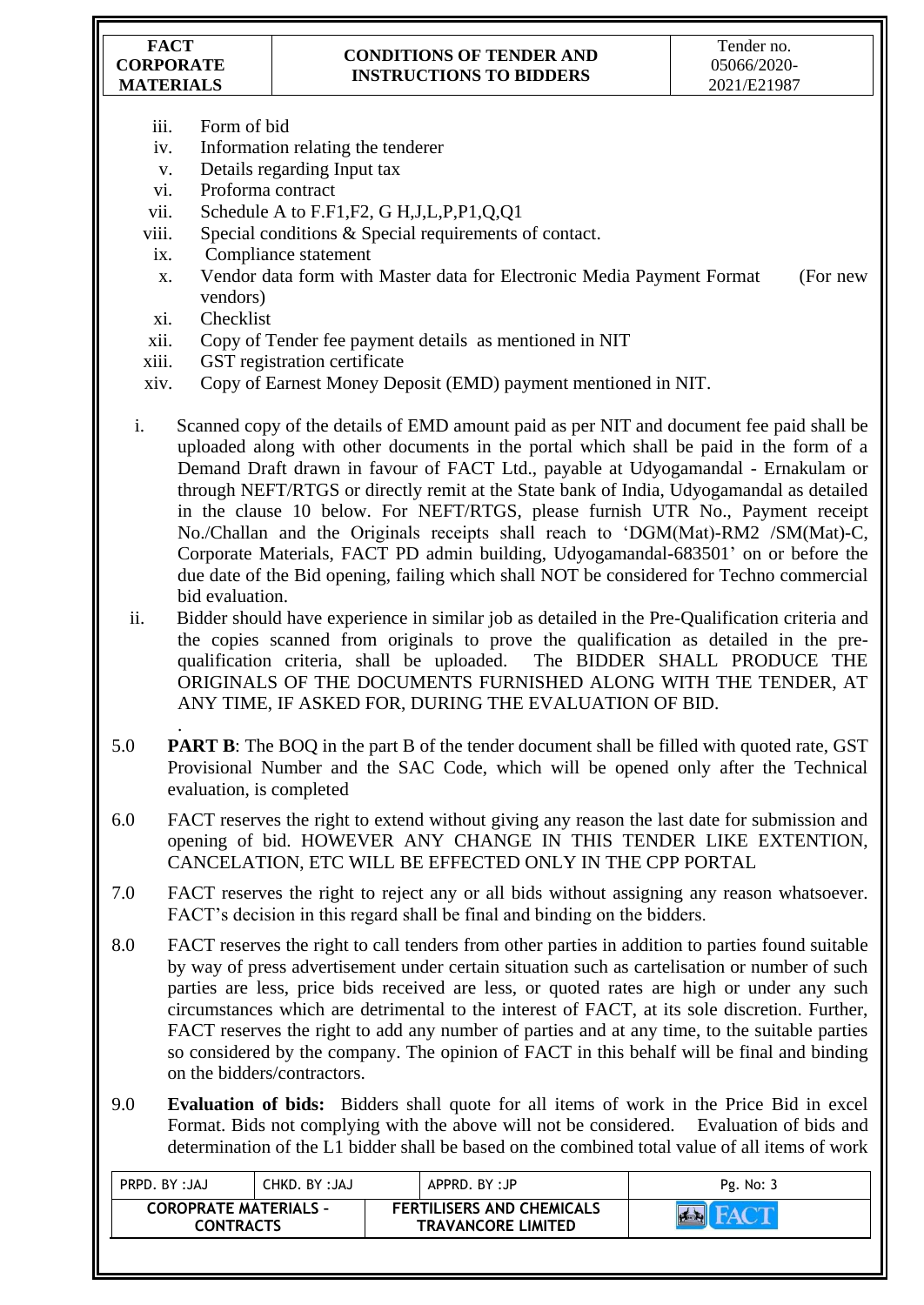iii. Form of bid
iv. Information relating the tenderer
v. Details regarding Input tax
vi. Proforma contract
vii. Schedule A to F.F1,F2, G H,J,L,P,P1,Q,Q1
viii. Special conditions & Special requirements of contact.
ix. Compliance statement
x. Vendor data form with Master data for Electronic Media Payment Format (For new vendors)
xi. Checklist
xii. Copy of Tender fee payment details as mentioned in NIT
xiii. GST registration certificate
xiv. Copy of Earnest Money Deposit (EMD) payment mentioned in NIT.

i. Scanned copy of the details of EMD amount paid as per NIT and document fee paid shall be uploaded along with other documents in the portal which shall be paid in the form of a Demand Draft drawn in favour of FACT Ltd., payable at Udyogamandal - Ernakulam or through NEFT/RTGS or directly remit at the State bank of India, Udyogamandal as detailed in the clause 10 below. For NEFT/RTGS, please furnish UTR No., Payment receipt No./Challan and the Originals receipts shall reach to 'DGM(Mat)-RM2 /SM(Mat)-C, Corporate Materials, FACT PD admin building, Udyogamandal-683501' on or before the due date of the Bid opening, failing which shall NOT be considered for Techno commercial bid evaluation.

ii. Bidder should have experience in similar job as detailed in the Pre-Qualification criteria and the copies scanned from originals to prove the qualification as detailed in the pre-qualification criteria, shall be uploaded. The BIDDER SHALL PRODUCE THE ORIGINALS OF THE DOCUMENTS FURNISHED ALONG WITH THE TENDER, AT ANY TIME, IF ASKED FOR, DURING THE EVALUATION OF BID.

5.0 **PART B**: The BOQ in the part B of the tender document shall be filled with quoted rate, GST Provisional Number and the SAC Code, which will be opened only after the Technical evaluation, is completed

6.0 FACT reserves the right to extend without giving any reason the last date for submission and opening of bid. HOWEVER ANY CHANGE IN THIS TENDER LIKE EXTENTION, CANCELATION, ETC WILL BE EFFECTED ONLY IN THE CPP PORTAL

7.0 FACT reserves the right to reject any or all bids without assigning any reason whatsoever. FACT's decision in this regard shall be final and binding on the bidders.

8.0 FACT reserves the right to call tenders from other parties in addition to parties found suitable by way of press advertisement under certain situation such as cartelisation or number of such parties are less, price bids received are less, or quoted rates are high or under any such circumstances which are detrimental to the interest of FACT, at its sole discretion. Further, FACT reserves the right to add any number of parties and at any time, to the suitable parties so considered by the company. The opinion of FACT in this behalf will be final and binding on the bidders/contractors.

9.0 **Evaluation of bids:** Bidders shall quote for all items of work in the Price Bid in excel Format. Bids not complying with the above will not be considered. Evaluation of bids and determination of the L1 bidder shall be based on the combined total value of all items of work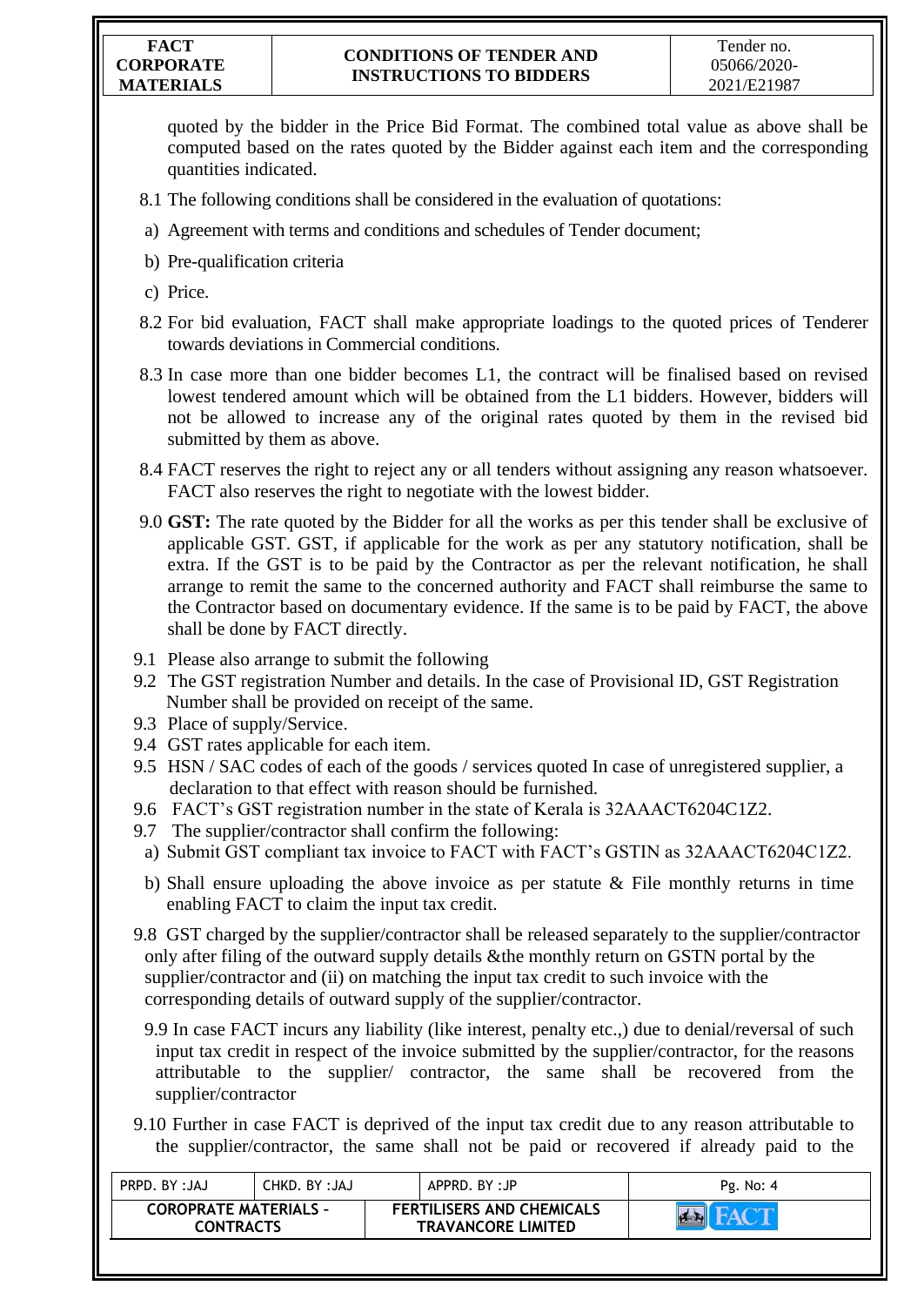quoted by the bidder in the Price Bid Format. The combined total value as above shall be computed based on the rates quoted by the Bidder against each item and the corresponding quantities indicated.

8.1 The following conditions shall be considered in the evaluation of quotations:

a) Agreement with terms and conditions and schedules of Tender document;

b) Pre-qualification criteria

c) Price.

8.2 For bid evaluation, FACT shall make appropriate loadings to the quoted prices of Tenderer towards deviations in Commercial conditions.

8.3 In case more than one bidder becomes L1, the contract will be finalised based on revised lowest tendered amount which will be obtained from the L1 bidders. However, bidders will not be allowed to increase any of the original rates quoted by them in the revised bid submitted by them as above.

8.4 FACT reserves the right to reject any or all tenders without assigning any reason whatsoever. FACT also reserves the right to negotiate with the lowest bidder.

9.0 **GST:** The rate quoted by the Bidder for all the works as per this tender shall be exclusive of applicable GST. GST, if applicable for the work as per any statutory notification, shall be extra. If the GST is to be paid by the Contractor as per the relevant notification, he shall arrange to remit the same to the concerned authority and FACT shall reimburse the same to the Contractor based on documentary evidence. If the same is to be paid by FACT, the above shall be done by FACT directly.

9.1 Please also arrange to submit the following

9.2 The GST registration Number and details. In the case of Provisional ID, GST Registration Number shall be provided on receipt of the same.

9.3 Place of supply/Service.

9.4 GST rates applicable for each item.

9.5 HSN / SAC codes of each of the goods / services quoted In case of unregistered supplier, a declaration to that effect with reason should be furnished.

9.6 FACT's GST registration number in the state of Kerala is 32AAACT6204C1Z2.

9.7 The supplier/contractor shall confirm the following:

a) Submit GST compliant tax invoice to FACT with FACT's GSTIN as 32AAACT6204C1Z2.

b) Shall ensure uploading the above invoice as per statute & File monthly returns in time enabling FACT to claim the input tax credit.

9.8 GST charged by the supplier/contractor shall be released separately to the supplier/contractor only after filing of the outward supply details &the monthly return on GSTN portal by the supplier/contractor and (ii) on matching the input tax credit to such invoice with the corresponding details of outward supply of the supplier/contractor.

9.9 In case FACT incurs any liability (like interest, penalty etc.,) due to denial/reversal of such input tax credit in respect of the invoice submitted by the supplier/contractor, for the reasons attributable to the supplier/ contractor, the same shall be recovered from the supplier/contractor

9.10 Further in case FACT is deprived of the input tax credit due to any reason attributable to the supplier/contractor, the same shall not be paid or recovered if already paid to the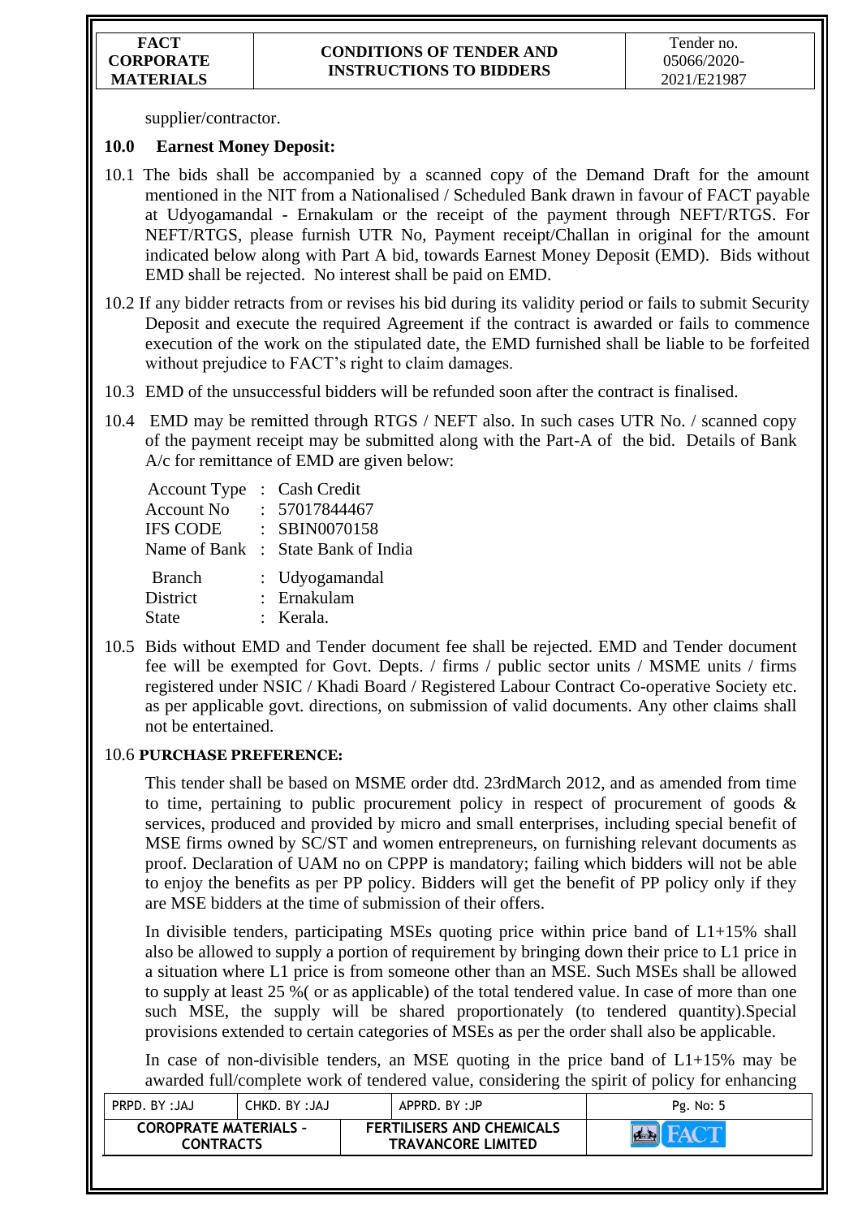supplier/contractor.

## 10.0 Earnest Money Deposit:

10.1 The bids shall be accompanied by a scanned copy of the Demand Draft for the amount mentioned in the NIT from a Nationalised / Scheduled Bank drawn in favour of FACT payable at Udyogamandal - Ernakulam or the receipt of the payment through NEFT/RTGS. For NEFT/RTGS, please furnish UTR No, Payment receipt/Challan in original for the amount indicated below along with Part A bid, towards Earnest Money Deposit (EMD). Bids without EMD shall be rejected. No interest shall be paid on EMD.

10.2 If any bidder retracts from or revises his bid during its validity period or fails to submit Security Deposit and execute the required Agreement if the contract is awarded or fails to commence execution of the work on the stipulated date, the EMD furnished shall be liable to be forfeited without prejudice to FACT's right to claim damages.

10.3 EMD of the unsuccessful bidders will be refunded soon after the contract is finalised.

10.4 EMD may be remitted through RTGS / NEFT also. In such cases UTR No. / scanned copy of the payment receipt may be submitted along with the Part-A of the bid. Details of Bank A/c for remittance of EMD are given below:

Account Type : Cash Credit
Account No : 57017844467
IFS CODE : SBIN0070158
Name of Bank : State Bank of India

Branch : Udyogamandal
District : Ernakulam
State : Kerala.

10.5 Bids without EMD and Tender document fee shall be rejected. EMD and Tender document fee will be exempted for Govt. Depts. / firms / public sector units / MSME units / firms registered under NSIC / Khadi Board / Registered Labour Contract Co-operative Society etc. as per applicable govt. directions, on submission of valid documents. Any other claims shall not be entertained.

10.6 **PURCHASE PREFERENCE:**

This tender shall be based on MSME order dtd. 23rdMarch 2012, and as amended from time to time, pertaining to public procurement policy in respect of procurement of goods & services, produced and provided by micro and small enterprises, including special benefit of MSE firms owned by SC/ST and women entrepreneurs, on furnishing relevant documents as proof. Declaration of UAM no on CPPP is mandatory; failing which bidders will not be able to enjoy the benefits as per PP policy. Bidders will get the benefit of PP policy only if they are MSE bidders at the time of submission of their offers.

In divisible tenders, participating MSEs quoting price within price band of L1+15% shall also be allowed to supply a portion of requirement by bringing down their price to L1 price in a situation where L1 price is from someone other than an MSE. Such MSEs shall be allowed to supply at least 25 %( or as applicable) of the total tendered value. In case of more than one such MSE, the supply will be shared proportionately (to tendered quantity).Special provisions extended to certain categories of MSEs as per the order shall also be applicable.

In case of non-divisible tenders, an MSE quoting in the price band of L1+15% may be awarded full/complete work of tendered value, considering the spirit of policy for enhancing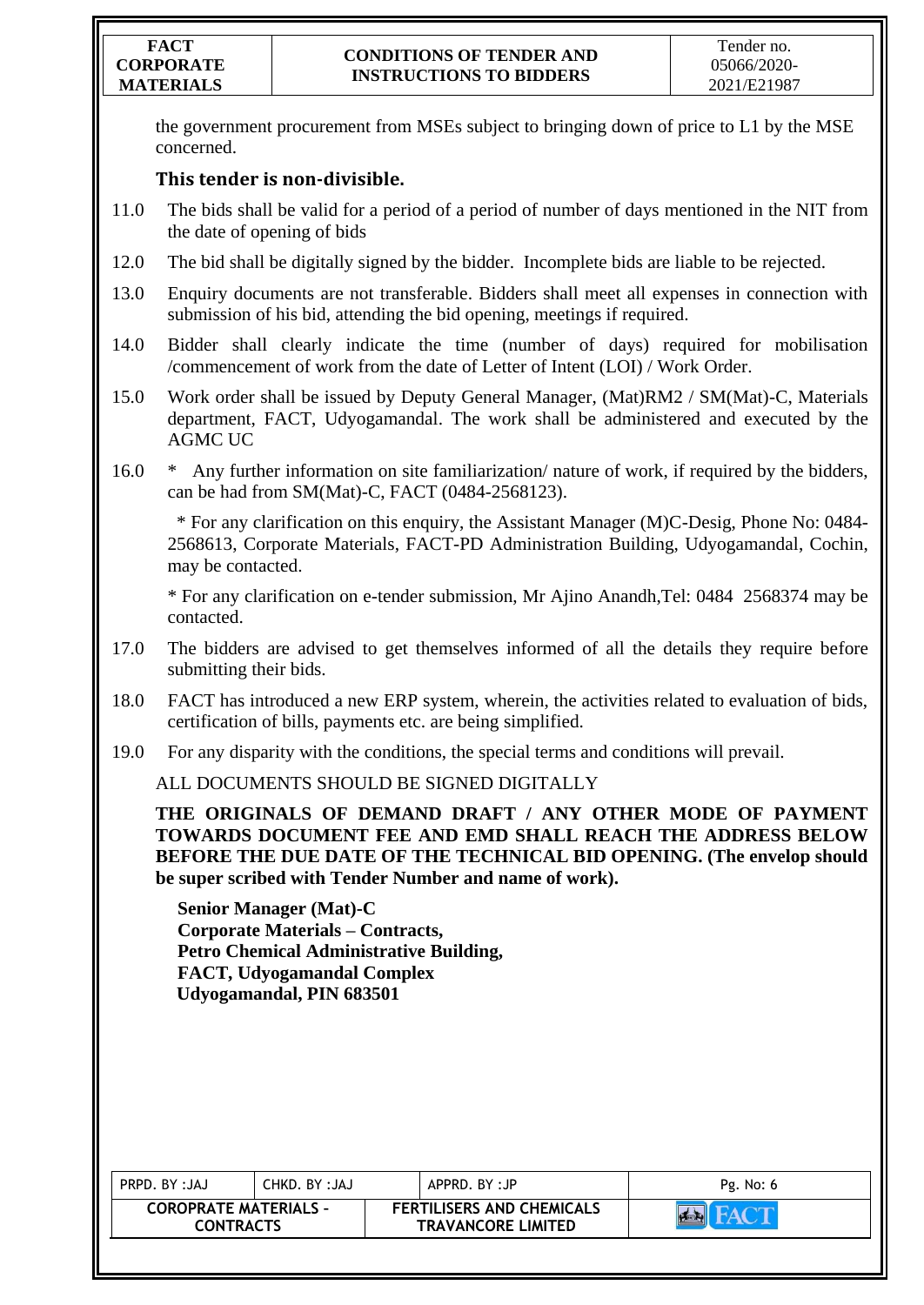the government procurement from MSEs subject to bringing down of price to L1 by the MSE concerned.

**This tender is non-divisible.**

11.0 The bids shall be valid for a period of a period of number of days mentioned in the NIT from the date of opening of bids

12.0 The bid shall be digitally signed by the bidder. Incomplete bids are liable to be rejected.

13.0 Enquiry documents are not transferable. Bidders shall meet all expenses in connection with submission of his bid, attending the bid opening, meetings if required.

14.0 Bidder shall clearly indicate the time (number of days) required for mobilisation /commencement of work from the date of Letter of Intent (LOI) / Work Order.

15.0 Work order shall be issued by Deputy General Manager, (Mat)RM2 / SM(Mat)-C, Materials department, FACT, Udyogamandal. The work shall be administered and executed by the AGMC UC

16.0 * Any further information on site familiarization/ nature of work, if required by the bidders, can be had from SM(Mat)-C, FACT (0484-2568123).

* For any clarification on this enquiry, the Assistant Manager (M)C-Desig, Phone No: 0484-2568613, Corporate Materials, FACT-PD Administration Building, Udyogamandal, Cochin, may be contacted.

* For any clarification on e-tender submission, Mr Ajino Anandh,Tel: 0484 2568374 may be contacted.

17.0 The bidders are advised to get themselves informed of all the details they require before submitting their bids.

18.0 FACT has introduced a new ERP system, wherein, the activities related to evaluation of bids, certification of bills, payments etc. are being simplified.

19.0 For any disparity with the conditions, the special terms and conditions will prevail.

ALL DOCUMENTS SHOULD BE SIGNED DIGITALLY

**THE ORIGINALS OF DEMAND DRAFT / ANY OTHER MODE OF PAYMENT TOWARDS DOCUMENT FEE AND EMD SHALL REACH THE ADDRESS BELOW BEFORE THE DUE DATE OF THE TECHNICAL BID OPENING. (The envelop should be super scribed with Tender Number and name of work).**

**Senior Manager (Mat)-C**
**Corporate Materials – Contracts,**
**Petro Chemical Administrative Building,**
**FACT, Udyogamandal Complex**
**Udyogamandal, PIN 683501**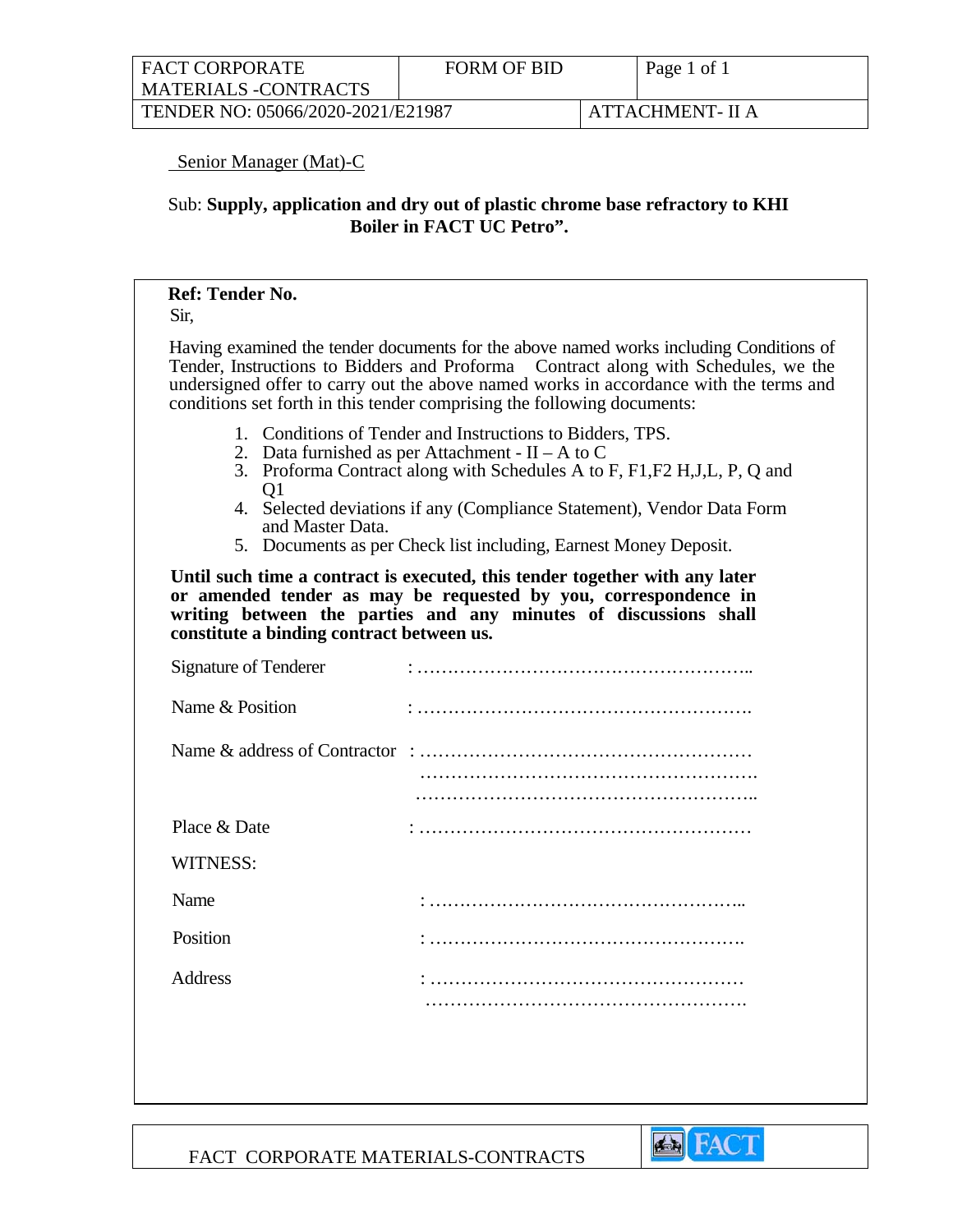| FACT CORPORATE MATERIALS -CONTRACTS | FORM OF BID | Page 1 of 1 |
|---|---|---|
| TENDER NO: 05066/2020-2021/E21987 | | ATTACHMENT- II A |

Senior Manager (Mat)-C

Sub: **Supply, application and dry out of plastic chrome base refractory to KHI Boiler in FACT UC Petro".**

**Ref: Tender No.**

Sir,

Having examined the tender documents for the above named works including Conditions of Tender, Instructions to Bidders and Proforma Contract along with Schedules, we the undersigned offer to carry out the above named works in accordance with the terms and conditions set forth in this tender comprising the following documents:

1. Conditions of Tender and Instructions to Bidders, TPS.
2. Data furnished as per Attachment - II – A to C
3. Proforma Contract along with Schedules A to F, F1,F2 H,J,L, P, Q and Q1
4. Selected deviations if any (Compliance Statement), Vendor Data Form and Master Data.
5. Documents as per Check list including, Earnest Money Deposit.

**Until such time a contract is executed, this tender together with any later or amended tender as may be requested by you, correspondence in writing between the parties and any minutes of discussions shall constitute a binding contract between us.**

Signature of Tenderer : ………………………………………………..

Name & Position : ……………………………………………….

Name & address of Contractor : ………………………………………………
……………………………………………….
………………………………………………..

Place & Date : ………………………………………………

WITNESS:

Name : ……………………………………………..

Position : …………………………………………….

Address : ……………………………………………
…………………………………………….

FACT CORPORATE MATERIALS-CONTRACTS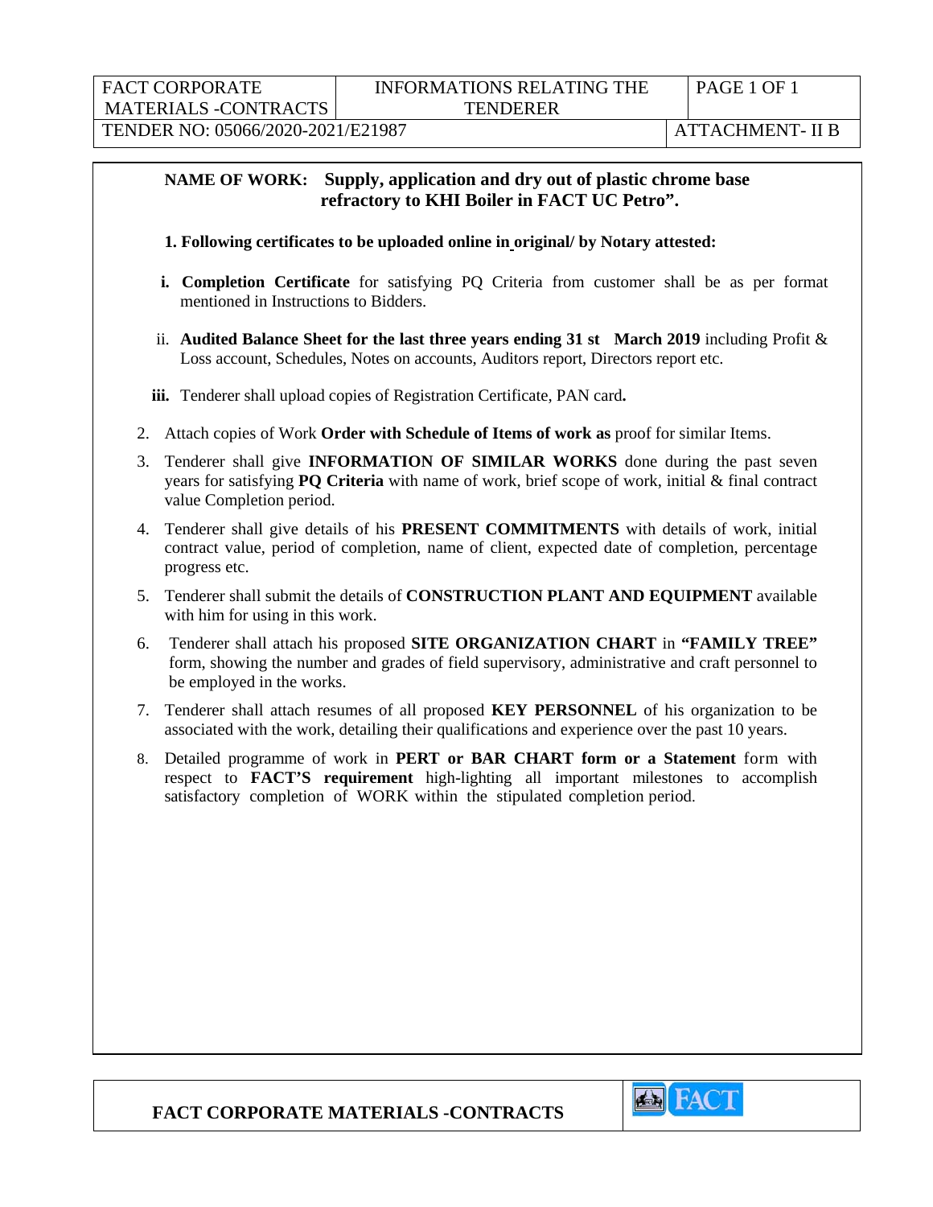| FACT CORPORATE MATERIALS -CONTRACTS | INFORMATIONS RELATING THE TENDERER | PAGE 1 OF 1 |
|---|---|---|
| TENDER NO: 05066/2020-2021/E21987 | | ATTACHMENT- II B |

**NAME OF WORK: Supply, application and dry out of plastic chrome base refractory to KHI Boiler in FACT UC Petro".**

**1. Following certificates to be uploaded online in original/ by Notary attested:**

- **i. Completion Certificate** for satisfying PQ Criteria from customer shall be as per format mentioned in Instructions to Bidders.
- ii. **Audited Balance Sheet for the last three years ending 31 st March 2019** including Profit & Loss account, Schedules, Notes on accounts, Auditors report, Directors report etc.
- **iii.** Tenderer shall upload copies of Registration Certificate, PAN card**.**

2. Attach copies of Work **Order with Schedule of Items of work as** proof for similar Items.
3. Tenderer shall give **INFORMATION OF SIMILAR WORKS** done during the past seven years for satisfying **PQ Criteria** with name of work, brief scope of work, initial & final contract value Completion period.
4. Tenderer shall give details of his **PRESENT COMMITMENTS** with details of work, initial contract value, period of completion, name of client, expected date of completion, percentage progress etc.
5. Tenderer shall submit the details of **CONSTRUCTION PLANT AND EQUIPMENT** available with him for using in this work.
6. Tenderer shall attach his proposed **SITE ORGANIZATION CHART** in **"FAMILY TREE"** form, showing the number and grades of field supervisory, administrative and craft personnel to be employed in the works.
7. Tenderer shall attach resumes of all proposed **KEY PERSONNEL** of his organization to be associated with the work, detailing their qualifications and experience over the past 10 years.
8. Detailed programme of work in **PERT or BAR CHART form or a Statement** form with respect to **FACT'S requirement** high-lighting all important milestones to accomplish satisfactory completion of WORK within the stipulated completion period.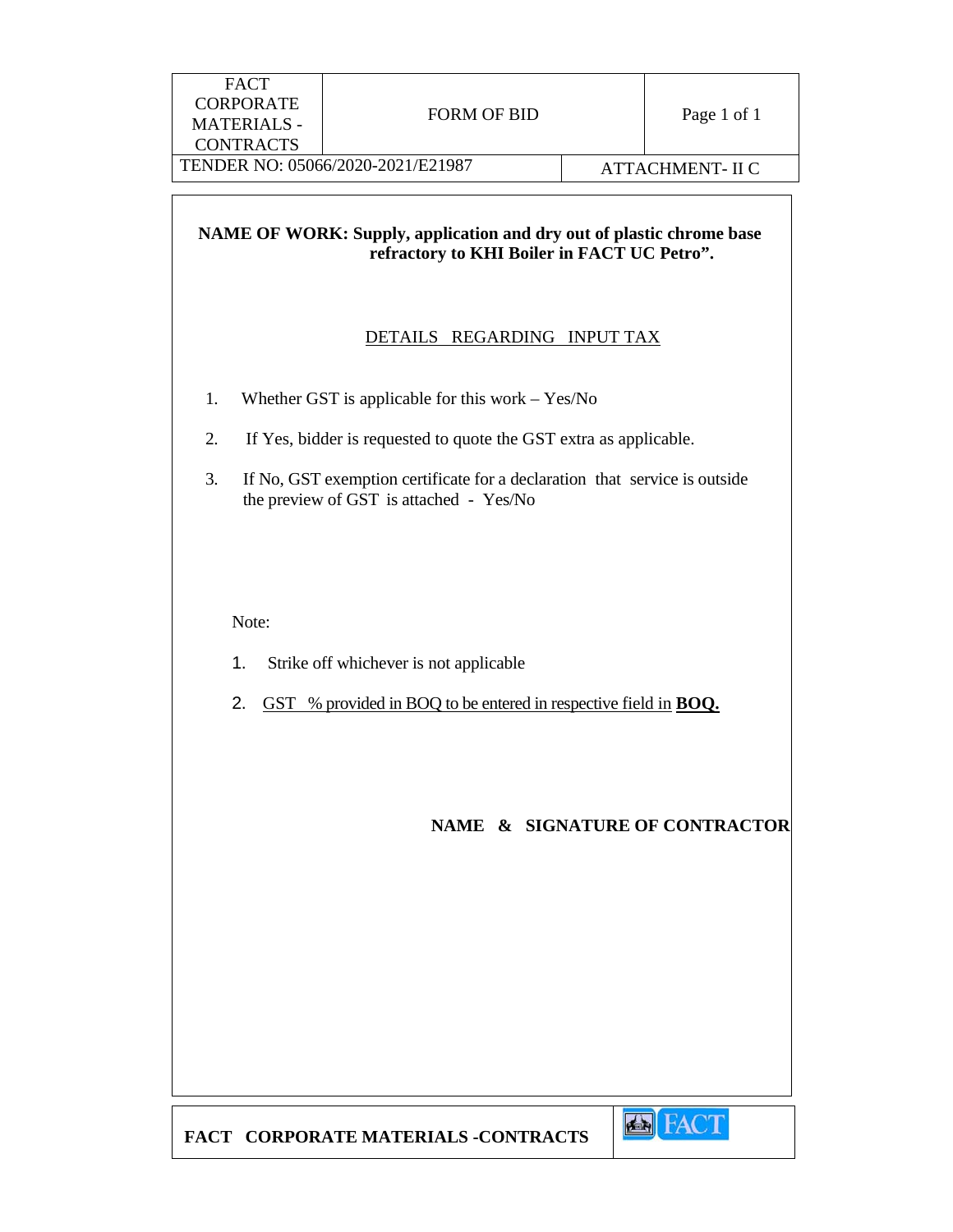| FACT CORPORATE MATERIALS - CONTRACTS | FORM OF BID | |
|---|---|---|
| TENDER NO: 05066/2020-2021/E21987 | | ATTACHMENT- II C |

**NAME OF WORK: Supply, application and dry out of plastic chrome base refractory to KHI Boiler in FACT UC Petro".**

DETAILS REGARDING INPUT TAX

1. Whether GST is applicable for this work – Yes/No
2. If Yes, bidder is requested to quote the GST extra as applicable.
3. If No, GST exemption certificate for a declaration that service is outside the preview of GST is attached - Yes/No

Note:

1. Strike off whichever is not applicable
2. GST % provided in BOQ to be entered in respective field in **BOQ.**

**NAME & SIGNATURE OF CONTRACTOR**

**FACT CORPORATE MATERIALS -CONTRACTS**